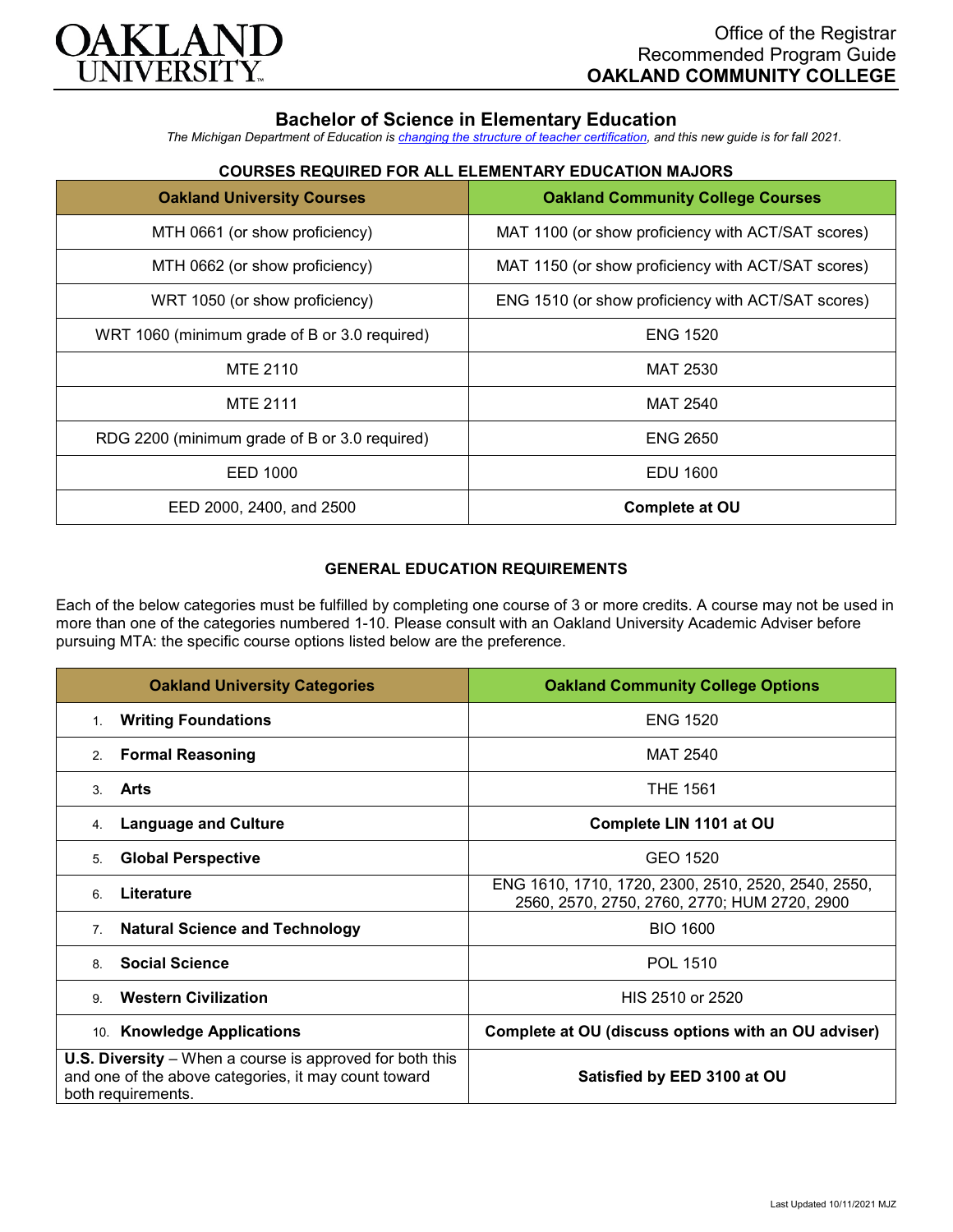Office of the Registrar
Recommended Program Guide
**OAKLAND COMMUNITY COLLEGE**

# Bachelor of Science in Elementary Education

*The Michigan Department of Education is changing the structure of teacher certification, and this new guide is for fall 2021.*

### COURSES REQUIRED FOR ALL ELEMENTARY EDUCATION MAJORS

| Oakland University Courses | Oakland Community College Courses |
|---|---|
| MTH 0661 (or show proficiency) | MAT 1100 (or show proficiency with ACT/SAT scores) |
| MTH 0662 (or show proficiency) | MAT 1150 (or show proficiency with ACT/SAT scores) |
| WRT 1050 (or show proficiency) | ENG 1510 (or show proficiency with ACT/SAT scores) |
| WRT 1060 (minimum grade of B or 3.0 required) | ENG 1520 |
| MTE 2110 | MAT 2530 |
| MTE 2111 | MAT 2540 |
| RDG 2200 (minimum grade of B or 3.0 required) | ENG 2650 |
| EED 1000 | EDU 1600 |
| EED 2000, 2400, and 2500 | **Complete at OU** |

### GENERAL EDUCATION REQUIREMENTS

Each of the below categories must be fulfilled by completing one course of 3 or more credits. A course may not be used in more than one of the categories numbered 1-10. Please consult with an Oakland University Academic Adviser before pursuing MTA: the specific course options listed below are the preference.

| Oakland University Categories | Oakland Community College Options |
|---|---|
| 1. **Writing Foundations** | ENG 1520 |
| 2. **Formal Reasoning** | MAT 2540 |
| 3. **Arts** | THE 1561 |
| 4. **Language and Culture** | **Complete LIN 1101 at OU** |
| 5. **Global Perspective** | GEO 1520 |
| 6. **Literature** | ENG 1610, 1710, 1720, 2300, 2510, 2520, 2540, 2550, 2560, 2570, 2750, 2760, 2770; HUM 2720, 2900 |
| 7. **Natural Science and Technology** | BIO 1600 |
| 8. **Social Science** | POL 1510 |
| 9. **Western Civilization** | HIS 2510 or 2520 |
| 10. **Knowledge Applications** | **Complete at OU (discuss options with an OU adviser)** |
| **U.S. Diversity** – When a course is approved for both this and one of the above categories, it may count toward both requirements. | **Satisfied by EED 3100 at OU** |

Last Updated 10/11/2021 MJZ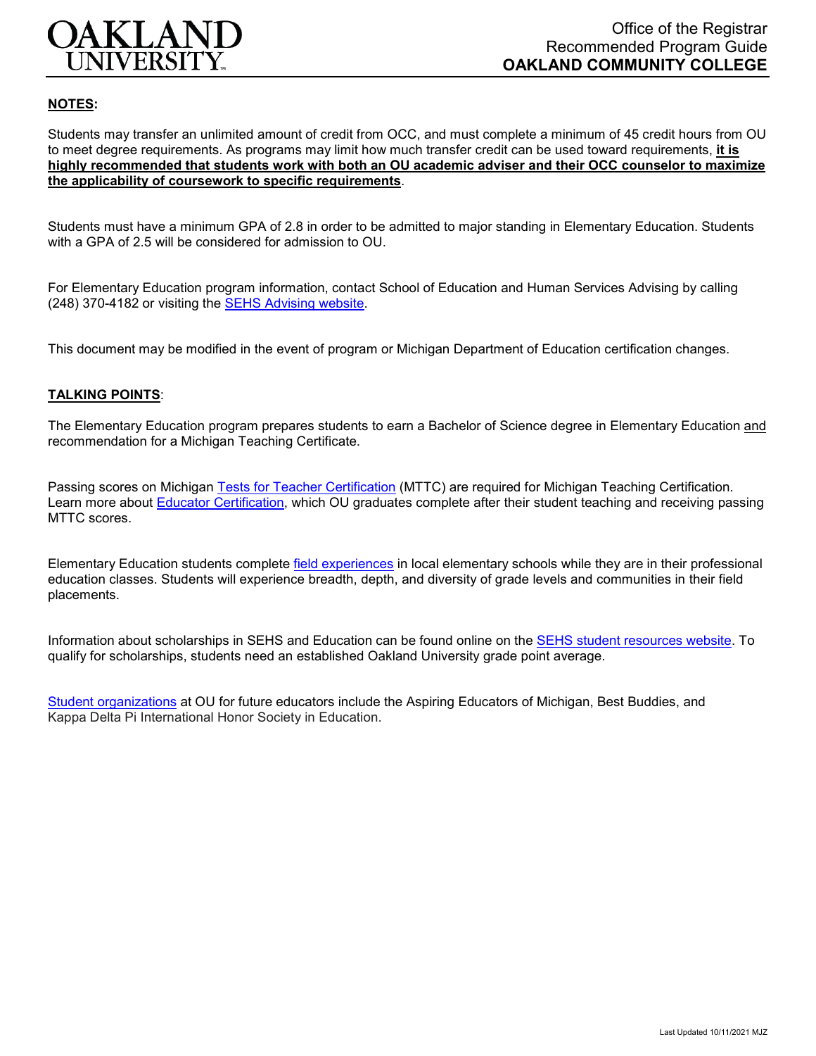**NOTES:**

Students may transfer an unlimited amount of credit from OCC, and must complete a minimum of 45 credit hours from OU to meet degree requirements. As programs may limit how much transfer credit can be used toward requirements, **it is highly recommended that students work with both an OU academic adviser and their OCC counselor to maximize the applicability of coursework to specific requirements**.

Students must have a minimum GPA of 2.8 in order to be admitted to major standing in Elementary Education. Students with a GPA of 2.5 will be considered for admission to OU.

For Elementary Education program information, contact School of Education and Human Services Advising by calling (248) 370-4182 or visiting the SEHS Advising website.

This document may be modified in the event of program or Michigan Department of Education certification changes.

**TALKING POINTS**:

The Elementary Education program prepares students to earn a Bachelor of Science degree in Elementary Education and recommendation for a Michigan Teaching Certificate.

Passing scores on Michigan Tests for Teacher Certification (MTTC) are required for Michigan Teaching Certification. Learn more about Educator Certification, which OU graduates complete after their student teaching and receiving passing MTTC scores.

Elementary Education students complete field experiences in local elementary schools while they are in their professional education classes. Students will experience breadth, depth, and diversity of grade levels and communities in their field placements.

Information about scholarships in SEHS and Education can be found online on the SEHS student resources website. To qualify for scholarships, students need an established Oakland University grade point average.

Student organizations at OU for future educators include the Aspiring Educators of Michigan, Best Buddies, and Kappa Delta Pi International Honor Society in Education.